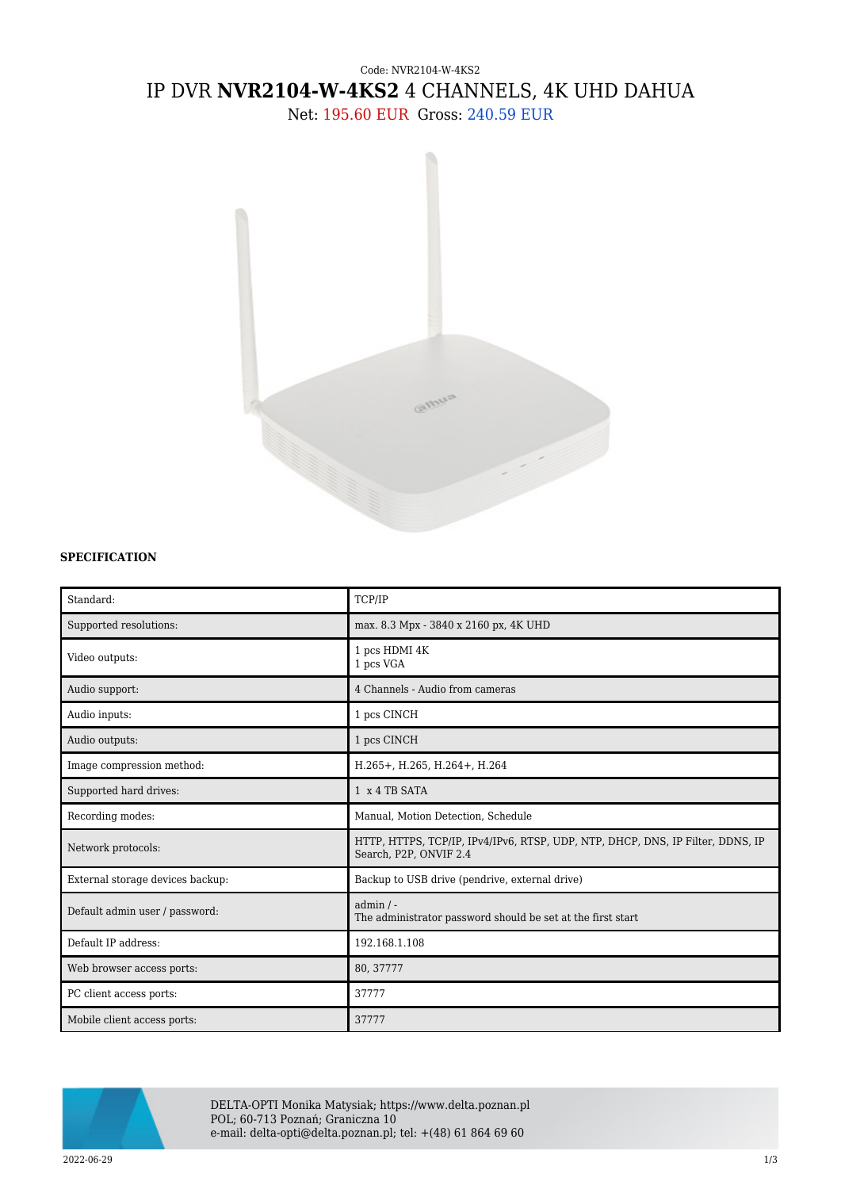Code: NVR2104-W-4KS2

# IP DVR **NVR2104-W-4KS2** 4 CHANNELS, 4K UHD DAHUA

Net: 195.60 EUR Gross: 240.59 EUR

**SPECIFICATION**

| | |
|---|---|
| Standard: | TCP/IP |
| Supported resolutions: | max. 8.3 Mpx - 3840 x 2160 px, 4K UHD |
| Video outputs: | 1 pcs HDMI 4K<br>1 pcs VGA |
| Audio support: | 4 Channels - Audio from cameras |
| Audio inputs: | 1 pcs CINCH |
| Audio outputs: | 1 pcs CINCH |
| Image compression method: | H.265+, H.265, H.264+, H.264 |
| Supported hard drives: | 1 x 4 TB SATA |
| Recording modes: | Manual, Motion Detection, Schedule |
| Network protocols: | HTTP, HTTPS, TCP/IP, IPv4/IPv6, RTSP, UDP, NTP, DHCP, DNS, IP Filter, DDNS, IP Search, P2P, ONVIF 2.4 |
| External storage devices backup: | Backup to USB drive (pendrive, external drive) |
| Default admin user / password: | admin / -<br>The administrator password should be set at the first start |
| Default IP address: | 192.168.1.108 |
| Web browser access ports: | 80, 37777 |
| PC client access ports: | 37777 |
| Mobile client access ports: | 37777 |

DELTA-OPTI Monika Matysiak; https://www.delta.poznan.pl
POL; 60-713 Poznań; Graniczna 10
e-mail: delta-opti@delta.poznan.pl; tel: +(48) 61 864 69 60

2022-06-29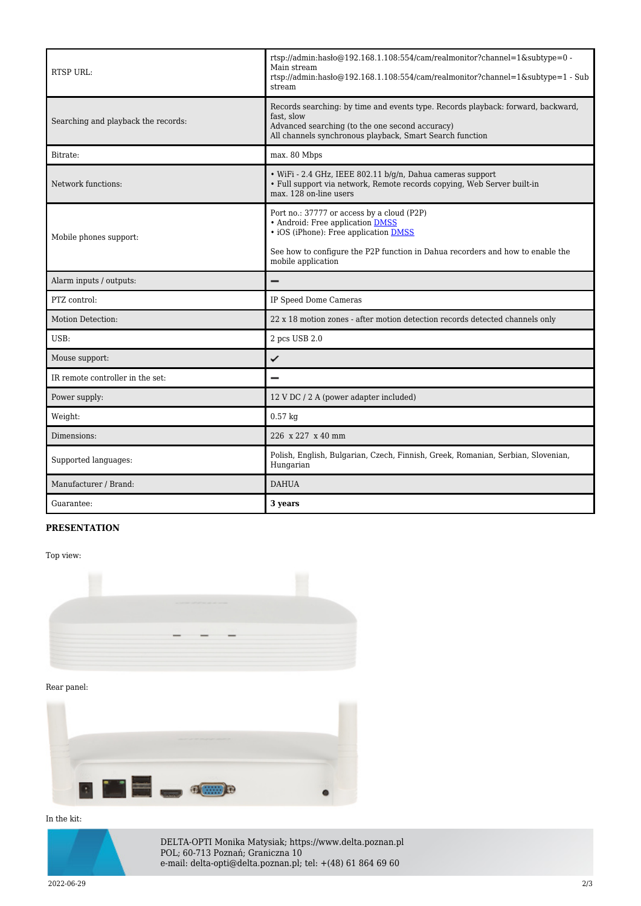| | |
|---|---|
| RTSP URL: | rtsp://admin:hasło@192.168.1.108:554/cam/realmonitor?channel=1&subtype=0 - Main stream<br>rtsp://admin:hasło@192.168.1.108:554/cam/realmonitor?channel=1&subtype=1 - Sub stream |
| Searching and playback the records: | Records searching: by time and events type. Records playback: forward, backward, fast, slow<br>Advanced searching (to the one second accuracy)<br>All channels synchronous playback, Smart Search function |
| Bitrate: | max. 80 Mbps |
| Network functions: | • WiFi - 2.4 GHz, IEEE 802.11 b/g/n, Dahua cameras support<br>• Full support via network, Remote records copying, Web Server built-in<br>max. 128 on-line users |
| Mobile phones support: | Port no.: 37777 or access by a cloud (P2P)<br>• Android: Free application DMSS<br>• iOS (iPhone): Free application DMSS<br><br>See how to configure the P2P function in Dahua recorders and how to enable the mobile application |
| Alarm inputs / outputs: | – |
| PTZ control: | IP Speed Dome Cameras |
| Motion Detection: | 22 x 18 motion zones - after motion detection records detected channels only |
| USB: | 2 pcs USB 2.0 |
| Mouse support: | ✔ |
| IR remote controller in the set: | – |
| Power supply: | 12 V DC / 2 A (power adapter included) |
| Weight: | 0.57 kg |
| Dimensions: | 226 x 227 x 40 mm |
| Supported languages: | Polish, English, Bulgarian, Czech, Finnish, Greek, Romanian, Serbian, Slovenian, Hungarian |
| Manufacturer / Brand: | DAHUA |
| Guarantee: | **3 years** |

**PRESENTATION**

Top view:

Rear panel:

In the kit:

DELTA-OPTI Monika Matysiak; https://www.delta.poznan.pl
POL; 60-713 Poznań; Graniczna 10
e-mail: delta-opti@delta.poznan.pl; tel: +(48) 61 864 69 60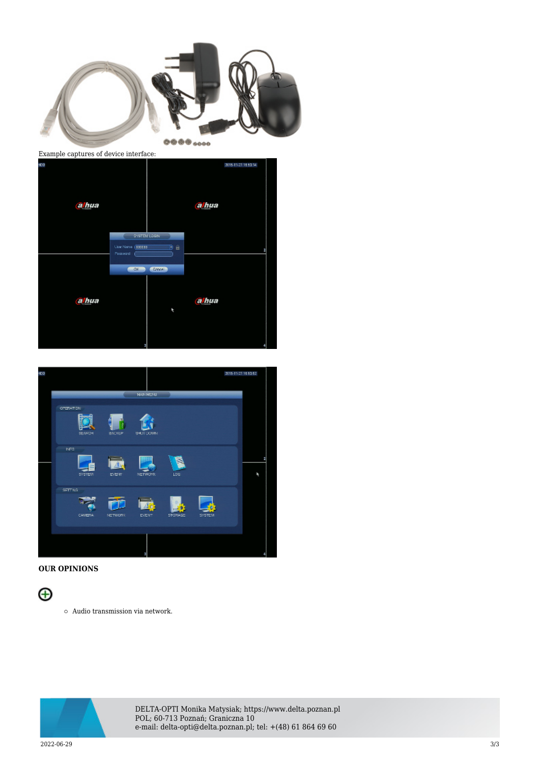Example captures of device interface:

**OUR OPINIONS**

- Audio transmission via network.

DELTA-OPTI Monika Matysiak; https://www.delta.poznan.pl
POL; 60-713 Poznań; Graniczna 10
e-mail: delta-opti@delta.poznan.pl; tel: +(48) 61 864 69 60

2022-06-29